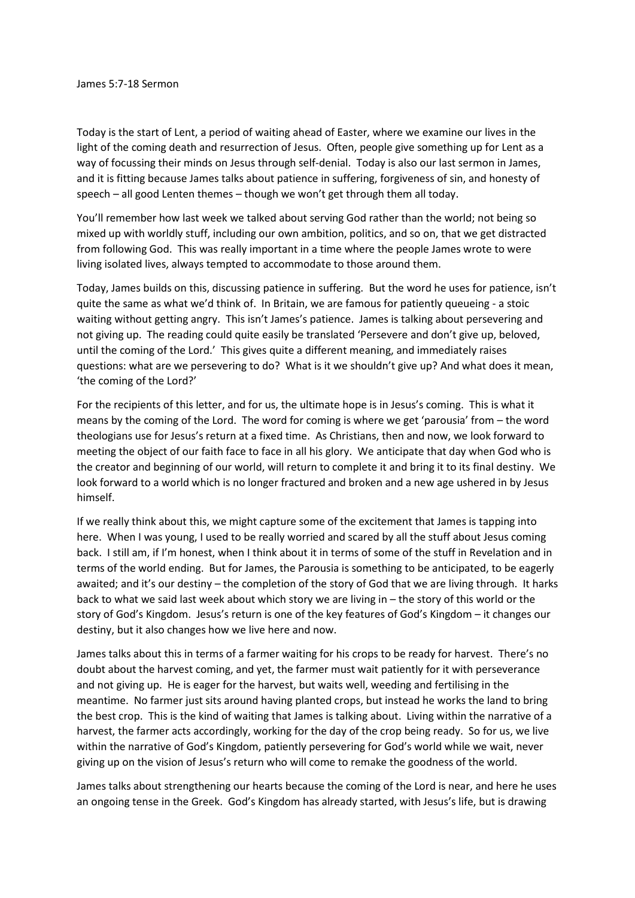James 5:7-18 Sermon

Today is the start of Lent, a period of waiting ahead of Easter, where we examine our lives in the light of the coming death and resurrection of Jesus. Often, people give something up for Lent as a way of focussing their minds on Jesus through self-denial. Today is also our last sermon in James, and it is fitting because James talks about patience in suffering, forgiveness of sin, and honesty of speech – all good Lenten themes – though we won't get through them all today.

You'll remember how last week we talked about serving God rather than the world; not being so mixed up with worldly stuff, including our own ambition, politics, and so on, that we get distracted from following God. This was really important in a time where the people James wrote to were living isolated lives, always tempted to accommodate to those around them.

Today, James builds on this, discussing patience in suffering. But the word he uses for patience, isn't quite the same as what we'd think of. In Britain, we are famous for patiently queueing - a stoic waiting without getting angry. This isn't James's patience. James is talking about persevering and not giving up. The reading could quite easily be translated 'Persevere and don't give up, beloved, until the coming of the Lord.' This gives quite a different meaning, and immediately raises questions: what are we persevering to do? What is it we shouldn't give up? And what does it mean, 'the coming of the Lord?'

For the recipients of this letter, and for us, the ultimate hope is in Jesus's coming. This is what it means by the coming of the Lord. The word for coming is where we get 'parousia' from – the word theologians use for Jesus's return at a fixed time. As Christians, then and now, we look forward to meeting the object of our faith face to face in all his glory. We anticipate that day when God who is the creator and beginning of our world, will return to complete it and bring it to its final destiny. We look forward to a world which is no longer fractured and broken and a new age ushered in by Jesus himself.

If we really think about this, we might capture some of the excitement that James is tapping into here. When I was young, I used to be really worried and scared by all the stuff about Jesus coming back. I still am, if I'm honest, when I think about it in terms of some of the stuff in Revelation and in terms of the world ending. But for James, the Parousia is something to be anticipated, to be eagerly awaited; and it's our destiny – the completion of the story of God that we are living through. It harks back to what we said last week about which story we are living in – the story of this world or the story of God's Kingdom. Jesus's return is one of the key features of God's Kingdom – it changes our destiny, but it also changes how we live here and now.

James talks about this in terms of a farmer waiting for his crops to be ready for harvest. There's no doubt about the harvest coming, and yet, the farmer must wait patiently for it with perseverance and not giving up. He is eager for the harvest, but waits well, weeding and fertilising in the meantime. No farmer just sits around having planted crops, but instead he works the land to bring the best crop. This is the kind of waiting that James is talking about. Living within the narrative of a harvest, the farmer acts accordingly, working for the day of the crop being ready. So for us, we live within the narrative of God's Kingdom, patiently persevering for God's world while we wait, never giving up on the vision of Jesus's return who will come to remake the goodness of the world.

James talks about strengthening our hearts because the coming of the Lord is near, and here he uses an ongoing tense in the Greek. God's Kingdom has already started, with Jesus's life, but is drawing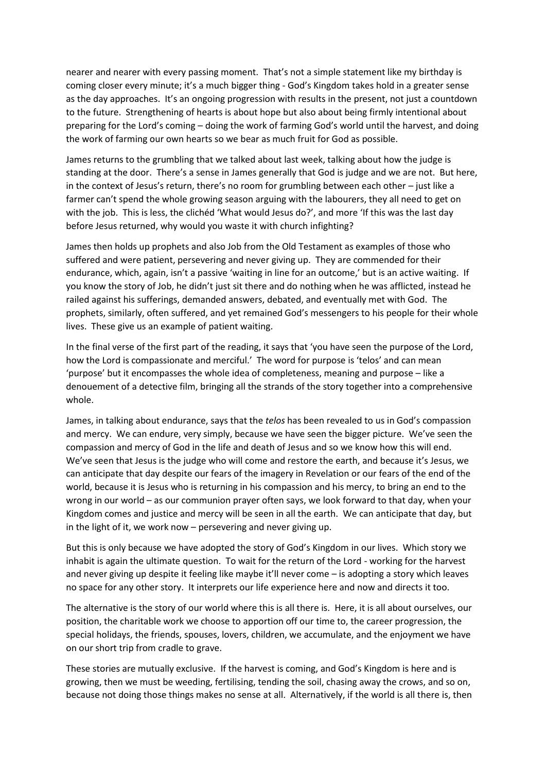nearer and nearer with every passing moment. That's not a simple statement like my birthday is coming closer every minute; it's a much bigger thing - God's Kingdom takes hold in a greater sense as the day approaches. It's an ongoing progression with results in the present, not just a countdown to the future. Strengthening of hearts is about hope but also about being firmly intentional about preparing for the Lord's coming – doing the work of farming God's world until the harvest, and doing the work of farming our own hearts so we bear as much fruit for God as possible.

James returns to the grumbling that we talked about last week, talking about how the judge is standing at the door. There's a sense in James generally that God is judge and we are not. But here, in the context of Jesus's return, there's no room for grumbling between each other – just like a farmer can't spend the whole growing season arguing with the labourers, they all need to get on with the job. This is less, the clichéd 'What would Jesus do?', and more 'If this was the last day before Jesus returned, why would you waste it with church infighting?

James then holds up prophets and also Job from the Old Testament as examples of those who suffered and were patient, persevering and never giving up. They are commended for their endurance, which, again, isn't a passive 'waiting in line for an outcome,' but is an active waiting. If you know the story of Job, he didn't just sit there and do nothing when he was afflicted, instead he railed against his sufferings, demanded answers, debated, and eventually met with God. The prophets, similarly, often suffered, and yet remained God's messengers to his people for their whole lives. These give us an example of patient waiting.

In the final verse of the first part of the reading, it says that 'you have seen the purpose of the Lord, how the Lord is compassionate and merciful.' The word for purpose is 'telos' and can mean 'purpose' but it encompasses the whole idea of completeness, meaning and purpose – like a denouement of a detective film, bringing all the strands of the story together into a comprehensive whole.

James, in talking about endurance, says that the *telos* has been revealed to us in God's compassion and mercy. We can endure, very simply, because we have seen the bigger picture. We've seen the compassion and mercy of God in the life and death of Jesus and so we know how this will end. We've seen that Jesus is the judge who will come and restore the earth, and because it's Jesus, we can anticipate that day despite our fears of the imagery in Revelation or our fears of the end of the world, because it is Jesus who is returning in his compassion and his mercy, to bring an end to the wrong in our world – as our communion prayer often says, we look forward to that day, when your Kingdom comes and justice and mercy will be seen in all the earth. We can anticipate that day, but in the light of it, we work now – persevering and never giving up.

But this is only because we have adopted the story of God's Kingdom in our lives. Which story we inhabit is again the ultimate question. To wait for the return of the Lord - working for the harvest and never giving up despite it feeling like maybe it'll never come – is adopting a story which leaves no space for any other story. It interprets our life experience here and now and directs it too.

The alternative is the story of our world where this is all there is. Here, it is all about ourselves, our position, the charitable work we choose to apportion off our time to, the career progression, the special holidays, the friends, spouses, lovers, children, we accumulate, and the enjoyment we have on our short trip from cradle to grave.

These stories are mutually exclusive. If the harvest is coming, and God's Kingdom is here and is growing, then we must be weeding, fertilising, tending the soil, chasing away the crows, and so on, because not doing those things makes no sense at all. Alternatively, if the world is all there is, then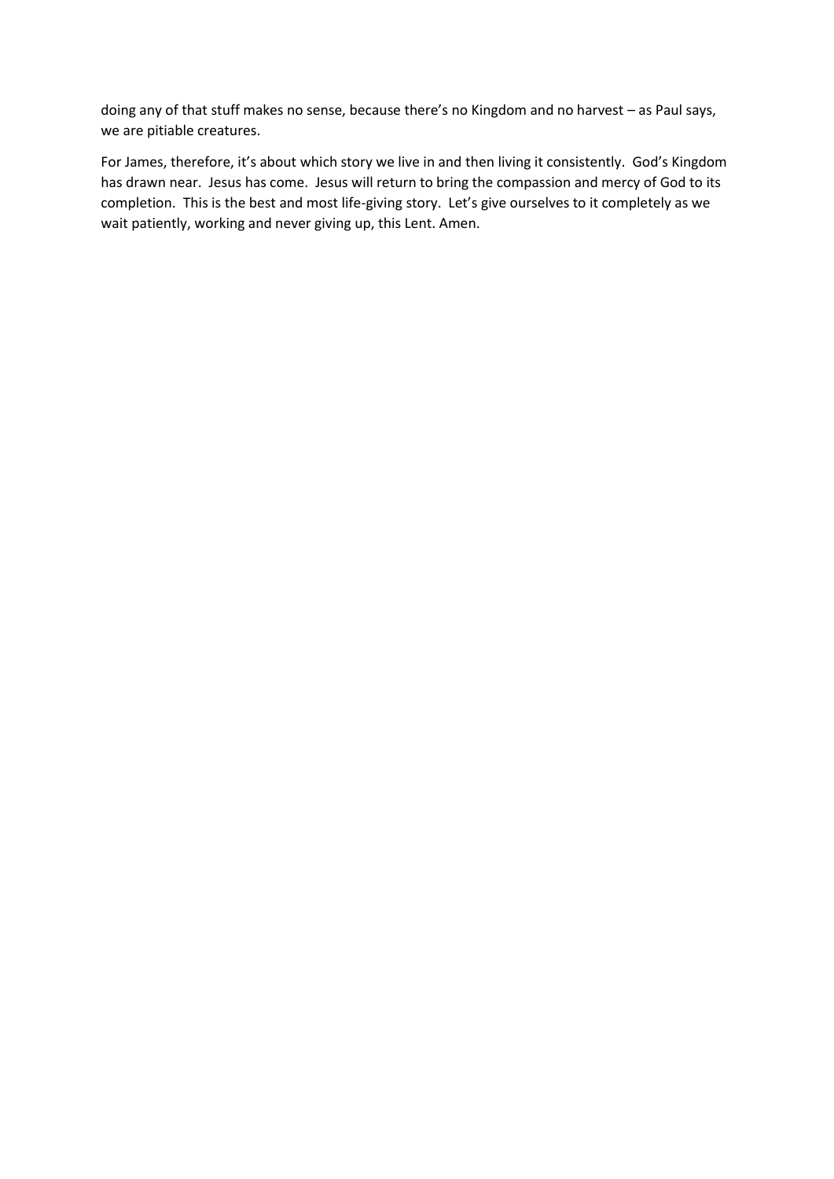doing any of that stuff makes no sense, because there's no Kingdom and no harvest – as Paul says, we are pitiable creatures.

For James, therefore, it's about which story we live in and then living it consistently. God's Kingdom has drawn near. Jesus has come. Jesus will return to bring the compassion and mercy of God to its completion. This is the best and most life-giving story. Let's give ourselves to it completely as we wait patiently, working and never giving up, this Lent. Amen.